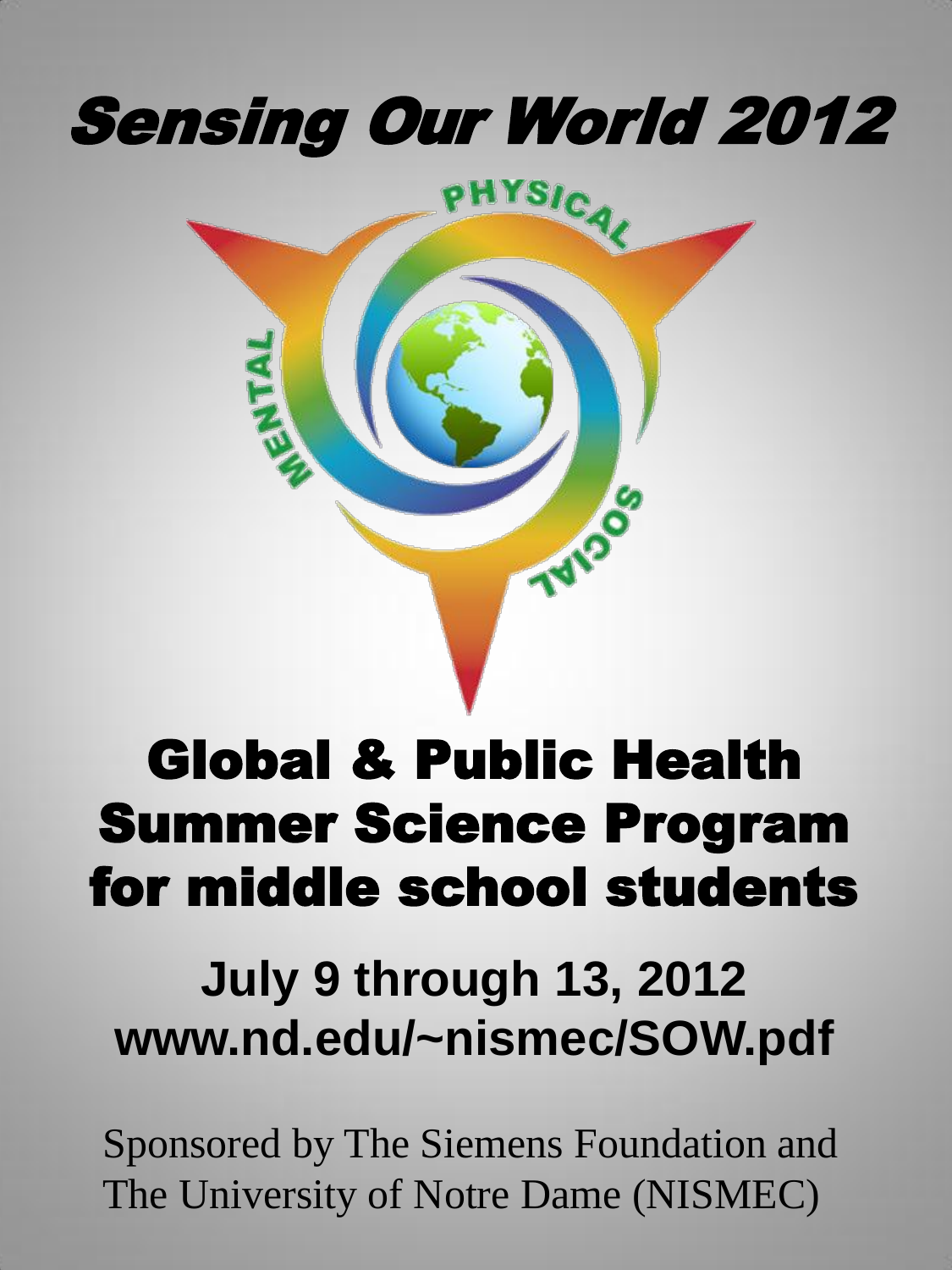# Sensing Our World 2012

PHYSICAL

MENTAL

SOCIAL

## Global & Public Health Summer Science Program for middle school students

**July 9 through 13, 2012**
**www.nd.edu/~nismec/SOW.pdf**

Sponsored by The Siemens Foundation and The University of Notre Dame (NISMEC)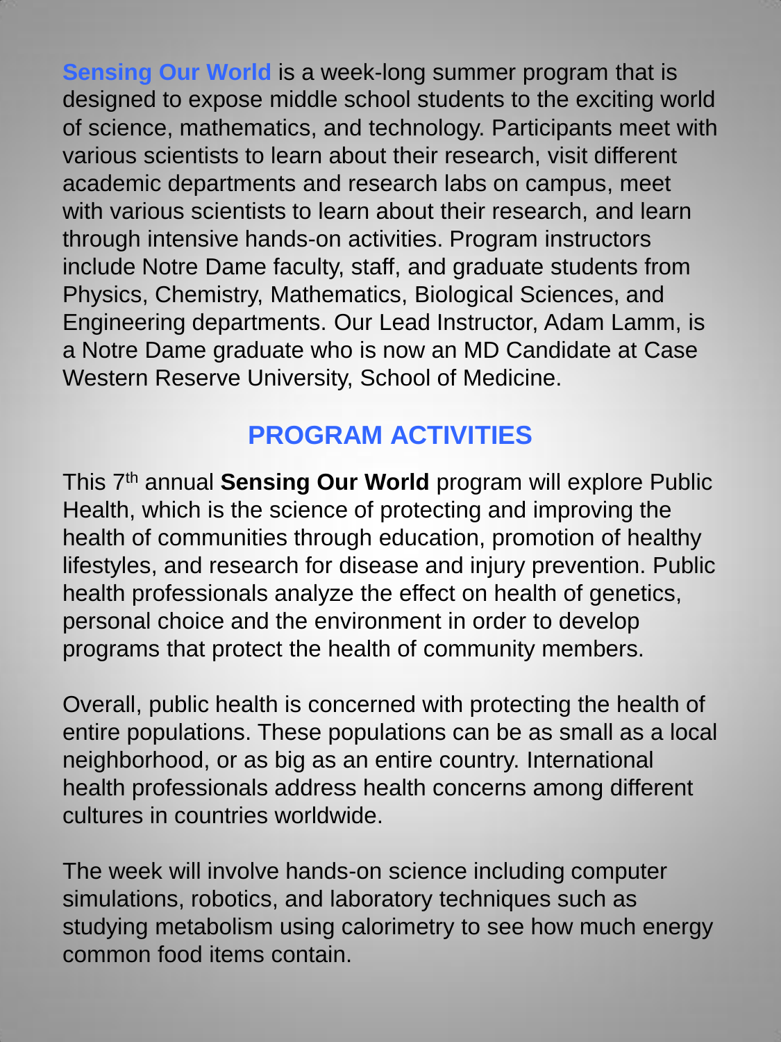**Sensing Our World** is a week-long summer program that is designed to expose middle school students to the exciting world of science, mathematics, and technology. Participants meet with various scientists to learn about their research, visit different academic departments and research labs on campus, meet with various scientists to learn about their research, and learn through intensive hands-on activities. Program instructors include Notre Dame faculty, staff, and graduate students from Physics, Chemistry, Mathematics, Biological Sciences, and Engineering departments. Our Lead Instructor, Adam Lamm, is a Notre Dame graduate who is now an MD Candidate at Case Western Reserve University, School of Medicine.

## PROGRAM ACTIVITIES

This 7th annual **Sensing Our World** program will explore Public Health, which is the science of protecting and improving the health of communities through education, promotion of healthy lifestyles, and research for disease and injury prevention. Public health professionals analyze the effect on health of genetics, personal choice and the environment in order to develop programs that protect the health of community members.

Overall, public health is concerned with protecting the health of entire populations. These populations can be as small as a local neighborhood, or as big as an entire country. International health professionals address health concerns among different cultures in countries worldwide.

The week will involve hands-on science including computer simulations, robotics, and laboratory techniques such as studying metabolism using calorimetry to see how much energy common food items contain.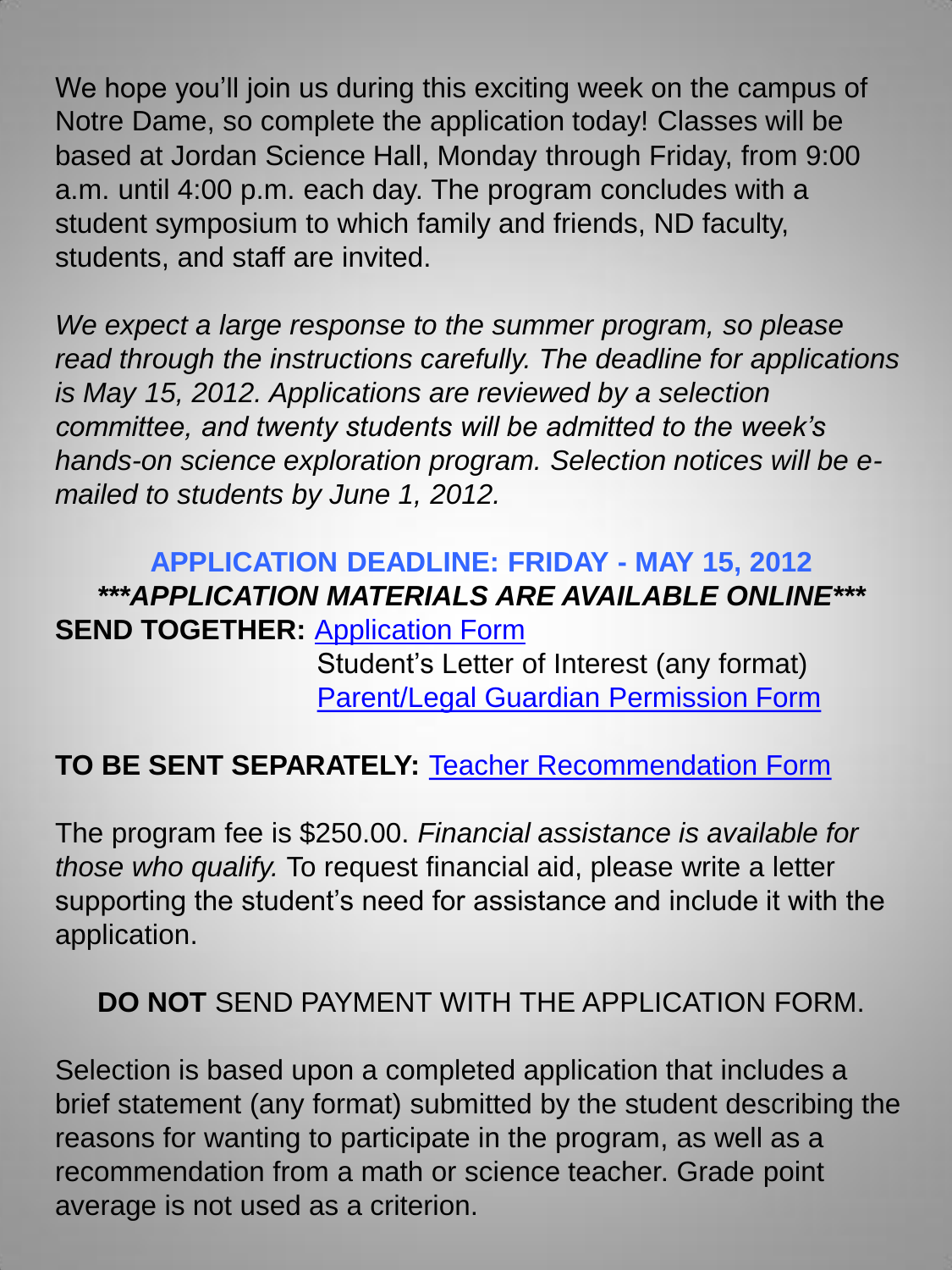We hope you'll join us during this exciting week on the campus of Notre Dame, so complete the application today! Classes will be based at Jordan Science Hall, Monday through Friday, from 9:00 a.m. until 4:00 p.m. each day. The program concludes with a student symposium to which family and friends, ND faculty, students, and staff are invited.

*We expect a large response to the summer program, so please read through the instructions carefully. The deadline for applications is May 15, 2012. Applications are reviewed by a selection committee, and twenty students will be admitted to the week's hands-on science exploration program. Selection notices will be e-mailed to students by June 1, 2012.*

**APPLICATION DEADLINE: FRIDAY - MAY 15, 2012**

***\*\*\*APPLICATION MATERIALS ARE AVAILABLE ONLINE\*\*\****

**SEND TOGETHER:** Application Form
Student's Letter of Interest (any format)
Parent/Legal Guardian Permission Form

**TO BE SENT SEPARATELY:** Teacher Recommendation Form

The program fee is $250.00. *Financial assistance is available for those who qualify.* To request financial aid, please write a letter supporting the student's need for assistance and include it with the application.

**DO NOT** SEND PAYMENT WITH THE APPLICATION FORM.

Selection is based upon a completed application that includes a brief statement (any format) submitted by the student describing the reasons for wanting to participate in the program, as well as a recommendation from a math or science teacher. Grade point average is not used as a criterion.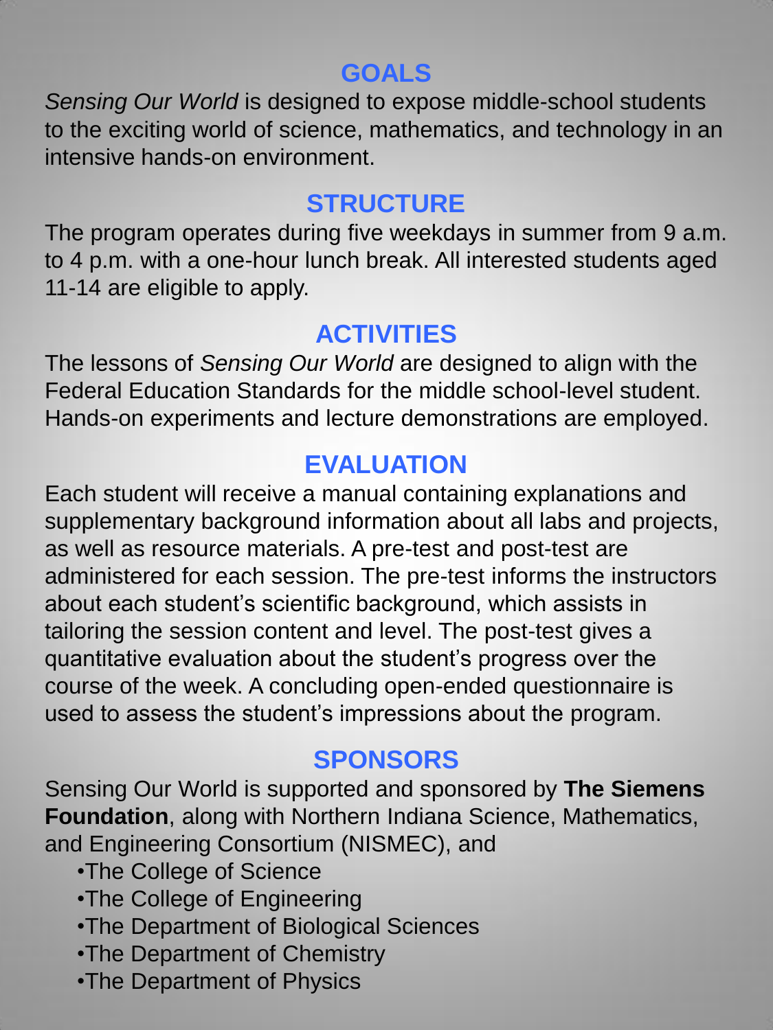## GOALS

*Sensing Our World* is designed to expose middle-school students to the exciting world of science, mathematics, and technology in an intensive hands-on environment.

## STRUCTURE

The program operates during five weekdays in summer from 9 a.m. to 4 p.m. with a one-hour lunch break. All interested students aged 11-14 are eligible to apply.

## ACTIVITIES

The lessons of *Sensing Our World* are designed to align with the Federal Education Standards for the middle school-level student. Hands-on experiments and lecture demonstrations are employed.

## EVALUATION

Each student will receive a manual containing explanations and supplementary background information about all labs and projects, as well as resource materials. A pre-test and post-test are administered for each session. The pre-test informs the instructors about each student's scientific background, which assists in tailoring the session content and level. The post-test gives a quantitative evaluation about the student's progress over the course of the week. A concluding open-ended questionnaire is used to assess the student's impressions about the program.

## SPONSORS

Sensing Our World is supported and sponsored by **The Siemens Foundation**, along with Northern Indiana Science, Mathematics, and Engineering Consortium (NISMEC), and

- The College of Science
- The College of Engineering
- The Department of Biological Sciences
- The Department of Chemistry
- The Department of Physics